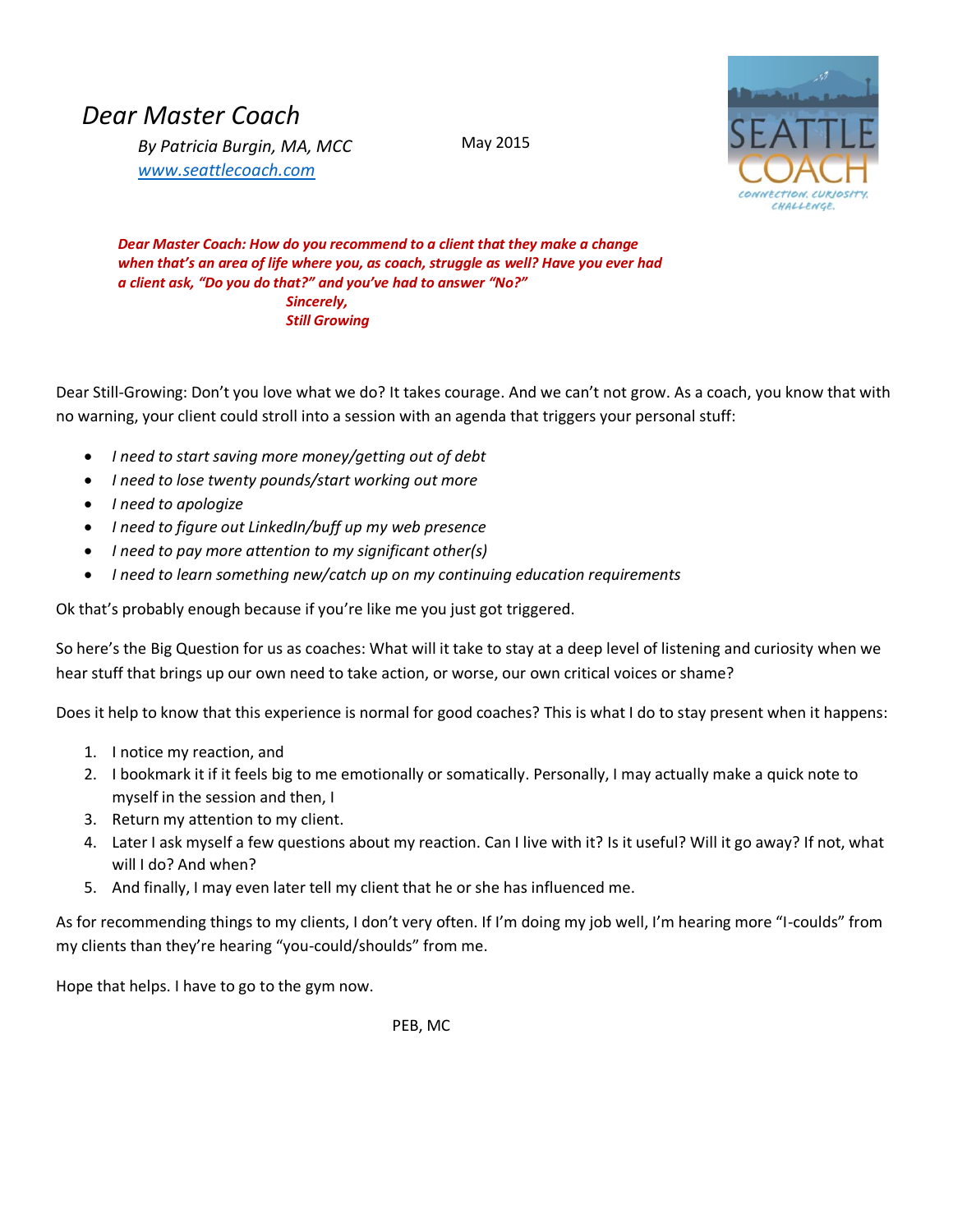# *Dear Master Coach*

*By Patricia Burgin, MA, MCC*
[www.seattlecoach.com](http://www.seattlecoach.com)

May 2015

SEATTLE COACH
CONNECTION. CURIOSITY. CHALLENGE.

***Dear Master Coach: How do you recommend to a client that they make a change when that's an area of life where you, as coach, struggle as well? Have you ever had a client ask, "Do you do that?" and you've had to answer "No?"***

***Sincerely,***
***Still Growing***

Dear Still-Growing: Don't you love what we do? It takes courage. And we can't not grow. As a coach, you know that with no warning, your client could stroll into a session with an agenda that triggers your personal stuff:

- *I need to start saving more money/getting out of debt*
- *I need to lose twenty pounds/start working out more*
- *I need to apologize*
- *I need to figure out LinkedIn/buff up my web presence*
- *I need to pay more attention to my significant other(s)*
- *I need to learn something new/catch up on my continuing education requirements*

Ok that's probably enough because if you're like me you just got triggered.

So here's the Big Question for us as coaches: What will it take to stay at a deep level of listening and curiosity when we hear stuff that brings up our own need to take action, or worse, our own critical voices or shame?

Does it help to know that this experience is normal for good coaches? This is what I do to stay present when it happens:

1. I notice my reaction, and
2. I bookmark it if it feels big to me emotionally or somatically. Personally, I may actually make a quick note to myself in the session and then, I
3. Return my attention to my client.
4. Later I ask myself a few questions about my reaction. Can I live with it? Is it useful? Will it go away? If not, what will I do? And when?
5. And finally, I may even later tell my client that he or she has influenced me.

As for recommending things to my clients, I don't very often. If I'm doing my job well, I'm hearing more "I-coulds" from my clients than they're hearing "you-could/shoulds" from me.

Hope that helps. I have to go to the gym now.

PEB, MC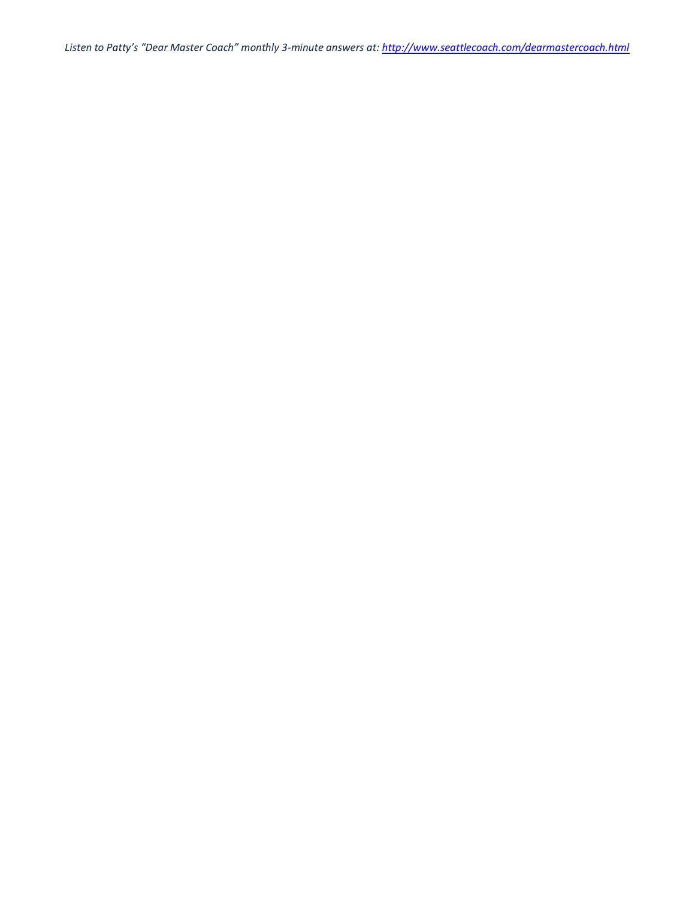*Listen to Patty's "Dear Master Coach" monthly 3-minute answers at: [http://www.seattlecoach.com/dearmastercoach.html](http://www.seattlecoach.com/dearmastercoach.html)*